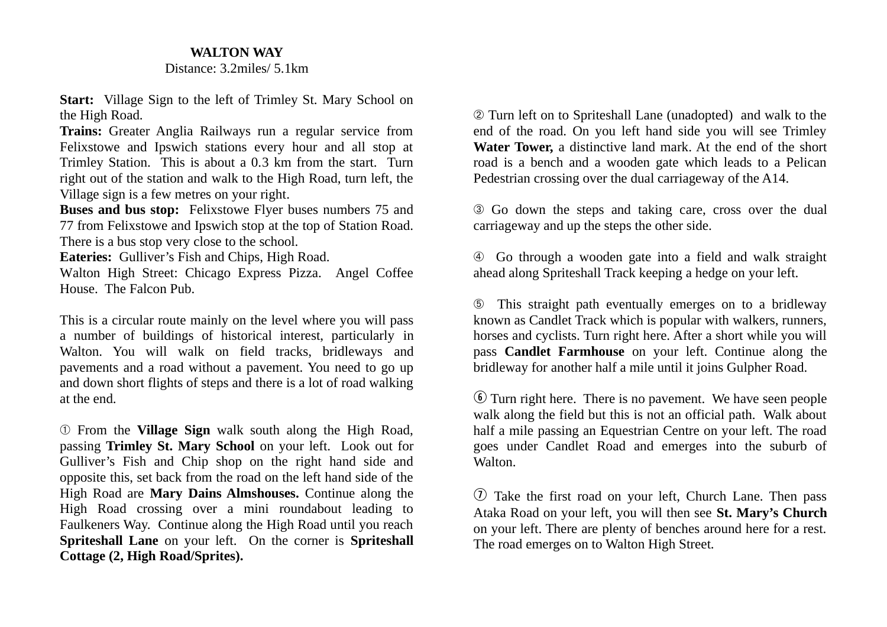# WALTON WAY

Distance: 3.2miles/ 5.1km

**Start:** Village Sign to the left of Trimley St. Mary School on the High Road.

**Trains:** Greater Anglia Railways run a regular service from Felixstowe and Ipswich stations every hour and all stop at Trimley Station. This is about a 0.3 km from the start. Turn right out of the station and walk to the High Road, turn left, the Village sign is a few metres on your right.

**Buses and bus stop:** Felixstowe Flyer buses numbers 75 and 77 from Felixstowe and Ipswich stop at the top of Station Road. There is a bus stop very close to the school.

**Eateries:** Gulliver's Fish and Chips, High Road.

Walton High Street: Chicago Express Pizza. Angel Coffee House. The Falcon Pub.

This is a circular route mainly on the level where you will pass a number of buildings of historical interest, particularly in Walton. You will walk on field tracks, bridleways and pavements and a road without a pavement. You need to go up and down short flights of steps and there is a lot of road walking at the end.

① From the **Village Sign** walk south along the High Road, passing **Trimley St. Mary School** on your left. Look out for Gulliver's Fish and Chip shop on the right hand side and opposite this, set back from the road on the left hand side of the High Road are **Mary Dains Almshouses.** Continue along the High Road crossing over a mini roundabout leading to Faulkeners Way. Continue along the High Road until you reach **Spriteshall Lane** on your left. On the corner is **Spriteshall Cottage (2, High Road/Sprites).**

② Turn left on to Spriteshall Lane (unadopted) and walk to the end of the road. On you left hand side you will see Trimley **Water Tower,** a distinctive land mark. At the end of the short road is a bench and a wooden gate which leads to a Pelican Pedestrian crossing over the dual carriageway of the A14.

③ Go down the steps and taking care, cross over the dual carriageway and up the steps the other side.

④ Go through a wooden gate into a field and walk straight ahead along Spriteshall Track keeping a hedge on your left.

⑤ This straight path eventually emerges on to a bridleway known as Candlet Track which is popular with walkers, runners, horses and cyclists. Turn right here. After a short while you will pass **Candlet Farmhouse** on your left. Continue along the bridleway for another half a mile until it joins Gulpher Road.

⑥ Turn right here. There is no pavement. We have seen people walk along the field but this is not an official path. Walk about half a mile passing an Equestrian Centre on your left. The road goes under Candlet Road and emerges into the suburb of Walton.

⑦ Take the first road on your left, Church Lane. Then pass Ataka Road on your left, you will then see **St. Mary's Church** on your left. There are plenty of benches around here for a rest. The road emerges on to Walton High Street.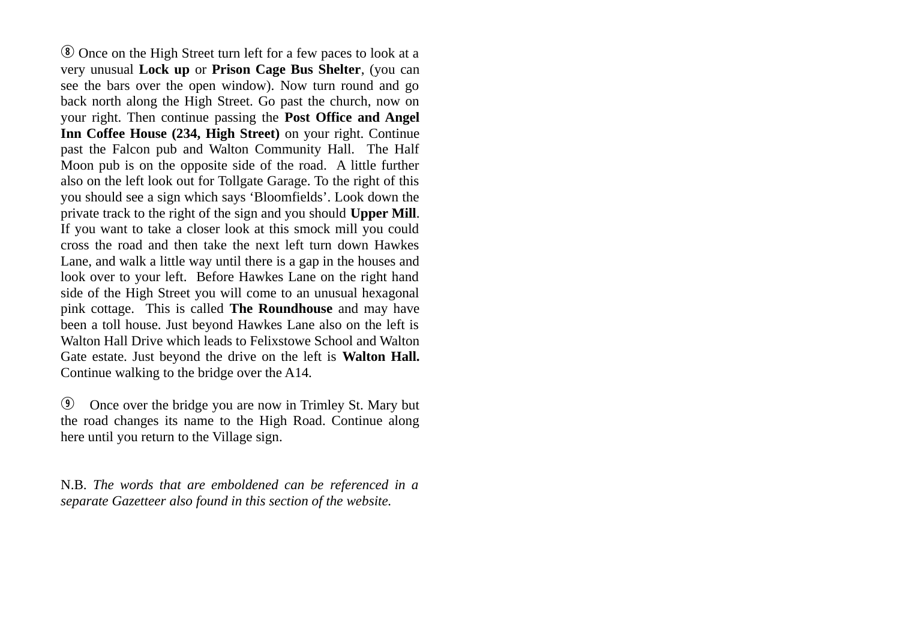⑧ Once on the High Street turn left for a few paces to look at a very unusual **Lock up** or **Prison Cage Bus Shelter**, (you can see the bars over the open window). Now turn round and go back north along the High Street. Go past the church, now on your right. Then continue passing the **Post Office and Angel Inn Coffee House (234, High Street)** on your right. Continue past the Falcon pub and Walton Community Hall. The Half Moon pub is on the opposite side of the road. A little further also on the left look out for Tollgate Garage. To the right of this you should see a sign which says 'Bloomfields'. Look down the private track to the right of the sign and you should **Upper Mill**. If you want to take a closer look at this smock mill you could cross the road and then take the next left turn down Hawkes Lane, and walk a little way until there is a gap in the houses and look over to your left. Before Hawkes Lane on the right hand side of the High Street you will come to an unusual hexagonal pink cottage. This is called **The Roundhouse** and may have been a toll house. Just beyond Hawkes Lane also on the left is Walton Hall Drive which leads to Felixstowe School and Walton Gate estate. Just beyond the drive on the left is **Walton Hall.** Continue walking to the bridge over the A14.

⑨ Once over the bridge you are now in Trimley St. Mary but the road changes its name to the High Road. Continue along here until you return to the Village sign.

N.B. *The words that are emboldened can be referenced in a separate Gazetteer also found in this section of the website.*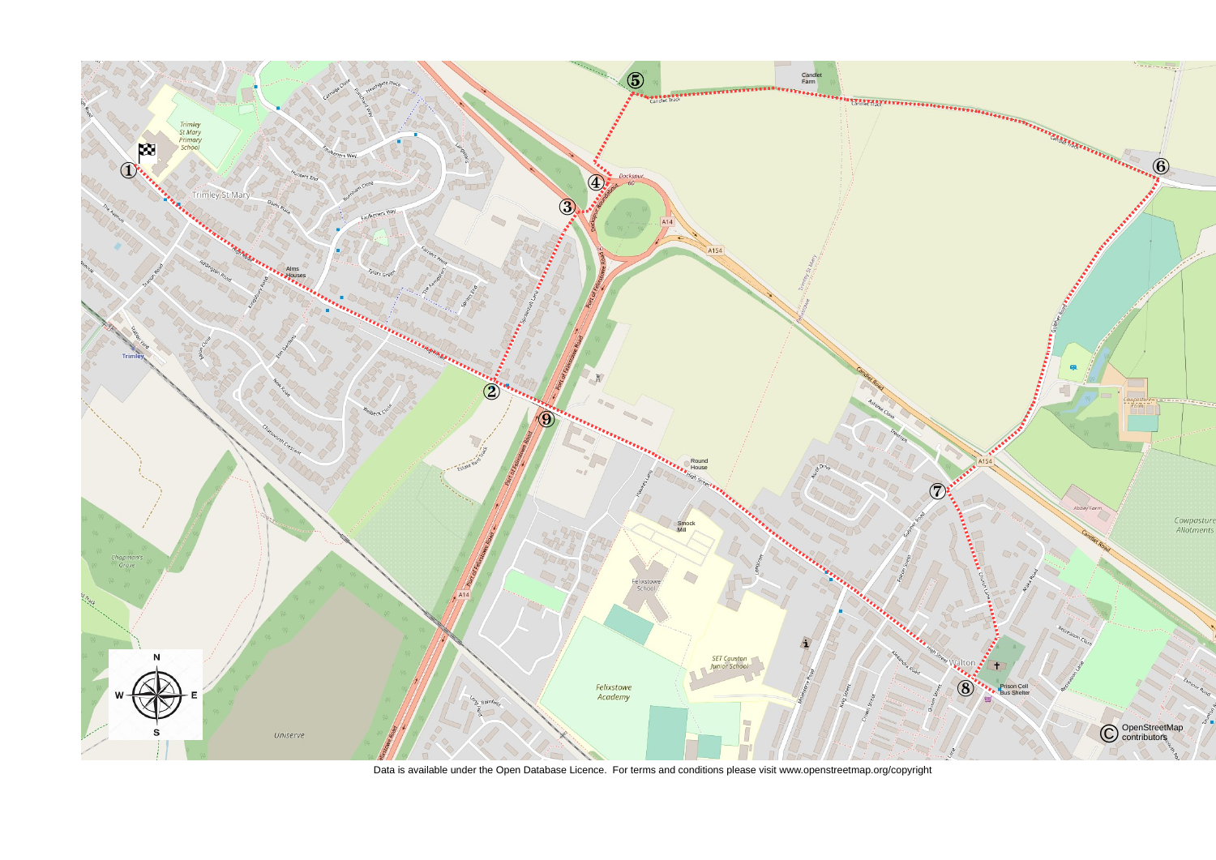Data is available under the Open Database Licence. For terms and conditions please visit www.openstreetmap.org/copyright